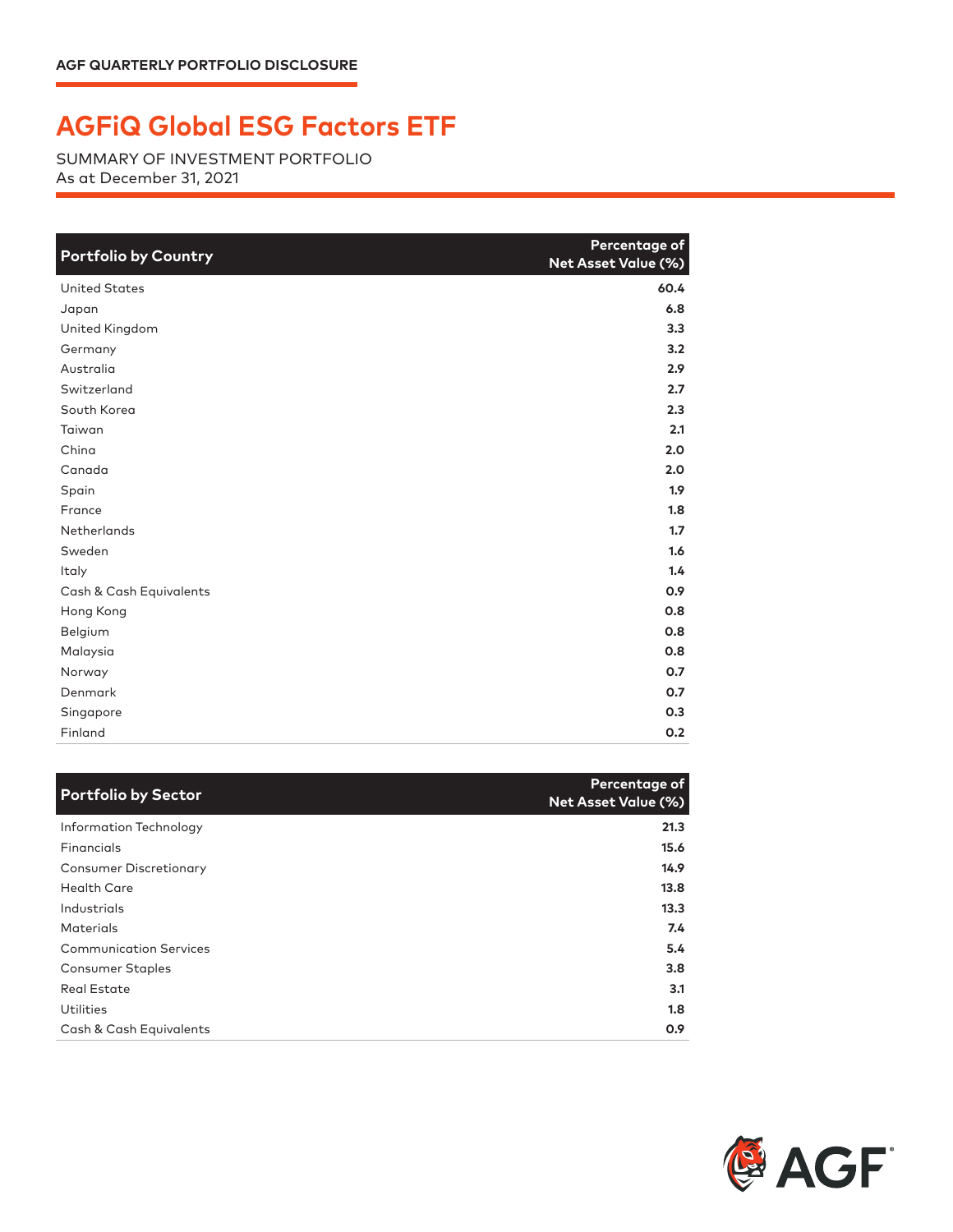AGF QUARTERLY PORTFOLIO DISCLOSURE

# AGFiQ Global ESG Factors ETF

SUMMARY OF INVESTMENT PORTFOLIO
As at December 31, 2021

| Portfolio by Country | Percentage of Net Asset Value (%) |
|---|---|
| United States | **60.4** |
| Japan | **6.8** |
| United Kingdom | **3.3** |
| Germany | **3.2** |
| Australia | **2.9** |
| Switzerland | **2.7** |
| South Korea | **2.3** |
| Taiwan | **2.1** |
| China | **2.0** |
| Canada | **2.0** |
| Spain | **1.9** |
| France | **1.8** |
| Netherlands | **1.7** |
| Sweden | **1.6** |
| Italy | **1.4** |
| Cash & Cash Equivalents | **0.9** |
| Hong Kong | **0.8** |
| Belgium | **0.8** |
| Malaysia | **0.8** |
| Norway | **0.7** |
| Denmark | **0.7** |
| Singapore | **0.3** |
| Finland | **0.2** |

| Portfolio by Sector | Percentage of Net Asset Value (%) |
|---|---|
| Information Technology | **21.3** |
| Financials | **15.6** |
| Consumer Discretionary | **14.9** |
| Health Care | **13.8** |
| Industrials | **13.3** |
| Materials | **7.4** |
| Communication Services | **5.4** |
| Consumer Staples | **3.8** |
| Real Estate | **3.1** |
| Utilities | **1.8** |
| Cash & Cash Equivalents | **0.9** |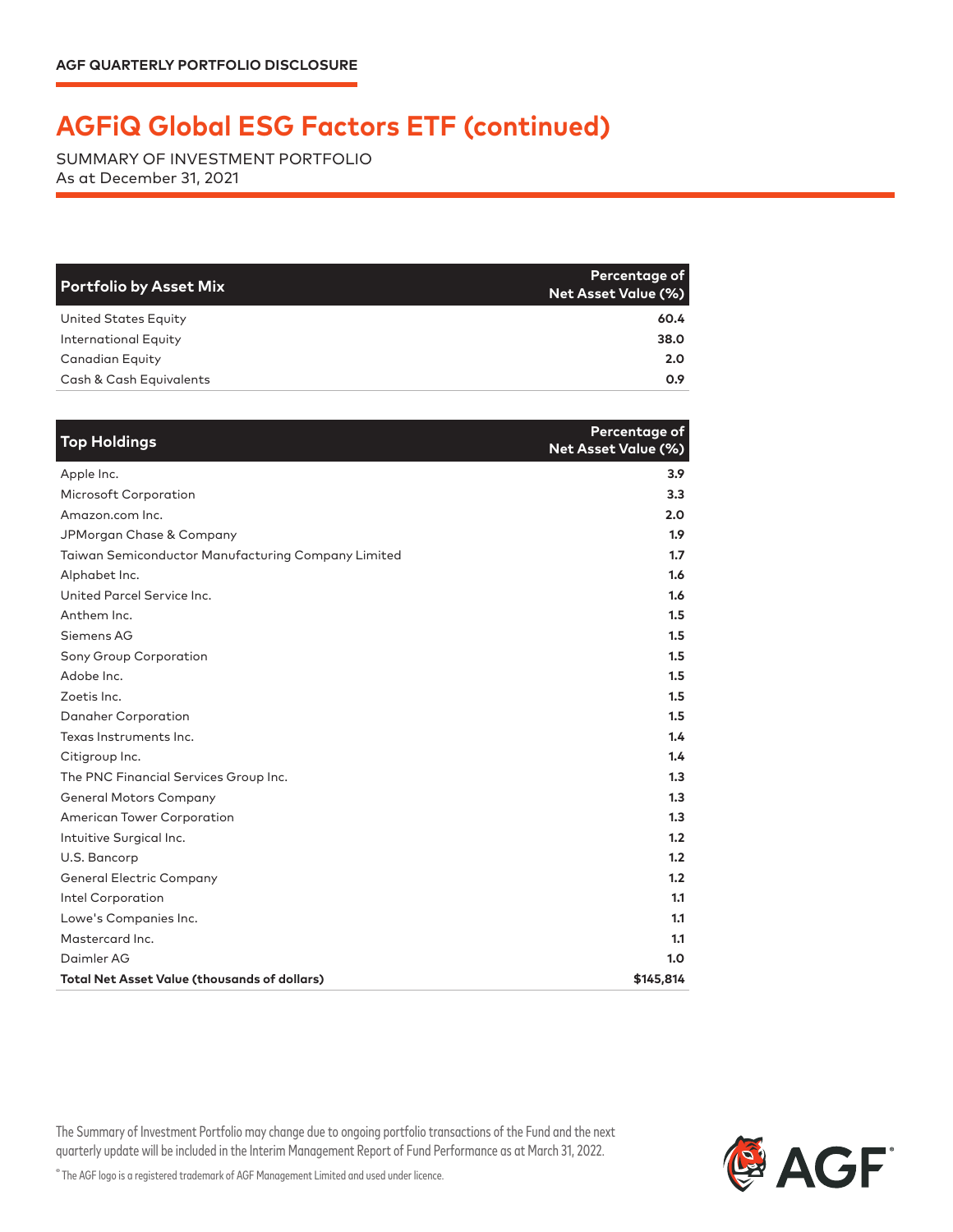AGF QUARTERLY PORTFOLIO DISCLOSURE

# AGFiQ Global ESG Factors ETF (continued)

SUMMARY OF INVESTMENT PORTFOLIO
As at December 31, 2021

| Portfolio by Asset Mix | Percentage of Net Asset Value (%) |
|---|---|
| United States Equity | 60.4 |
| International Equity | 38.0 |
| Canadian Equity | 2.0 |
| Cash & Cash Equivalents | 0.9 |

| Top Holdings | Percentage of Net Asset Value (%) |
|---|---|
| Apple Inc. | 3.9 |
| Microsoft Corporation | 3.3 |
| Amazon.com Inc. | 2.0 |
| JPMorgan Chase & Company | 1.9 |
| Taiwan Semiconductor Manufacturing Company Limited | 1.7 |
| Alphabet Inc. | 1.6 |
| United Parcel Service Inc. | 1.6 |
| Anthem Inc. | 1.5 |
| Siemens AG | 1.5 |
| Sony Group Corporation | 1.5 |
| Adobe Inc. | 1.5 |
| Zoetis Inc. | 1.5 |
| Danaher Corporation | 1.5 |
| Texas Instruments Inc. | 1.4 |
| Citigroup Inc. | 1.4 |
| The PNC Financial Services Group Inc. | 1.3 |
| General Motors Company | 1.3 |
| American Tower Corporation | 1.3 |
| Intuitive Surgical Inc. | 1.2 |
| U.S. Bancorp | 1.2 |
| General Electric Company | 1.2 |
| Intel Corporation | 1.1 |
| Lowe's Companies Inc. | 1.1 |
| Mastercard Inc. | 1.1 |
| Daimler AG | 1.0 |
| **Total Net Asset Value (thousands of dollars)** | **$145,814** |

The Summary of Investment Portfolio may change due to ongoing portfolio transactions of the Fund and the next quarterly update will be included in the Interim Management Report of Fund Performance as at March 31, 2022.

® The AGF logo is a registered trademark of AGF Management Limited and used under licence.